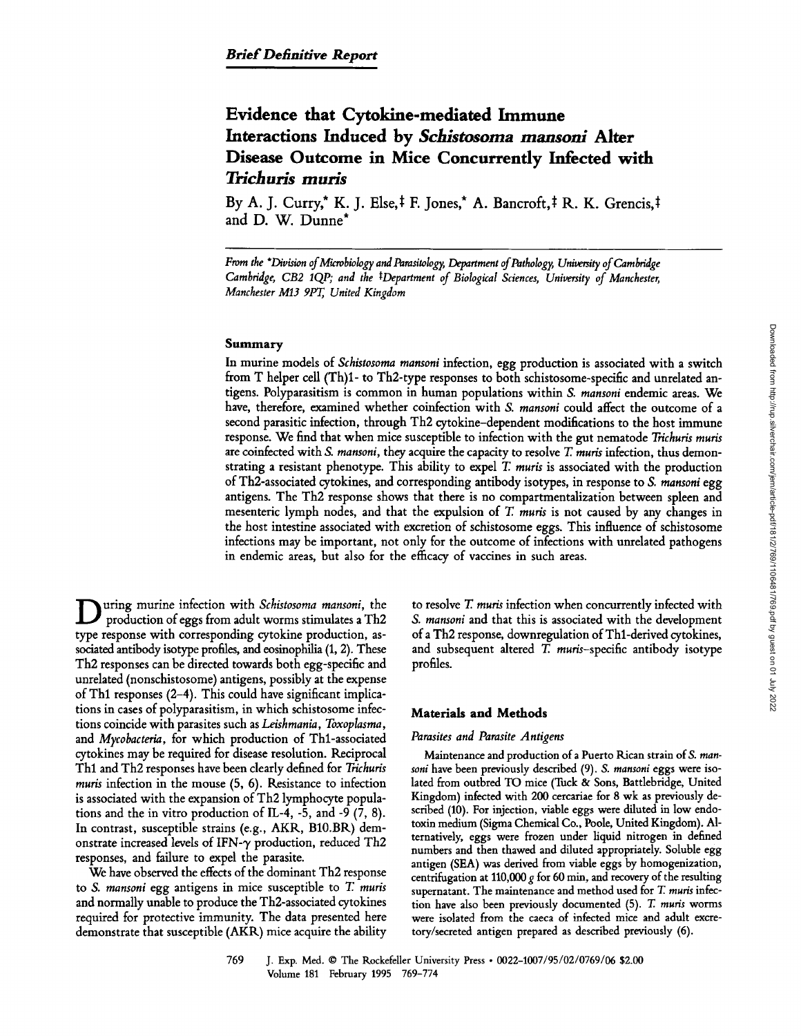*Brief Definitive Report*

# Evidence that Cytokine-mediated Immune Interactions Induced by *Schistosoma mansoni* Alter Disease Outcome in Mice Concurrently Infected with *Trichuris muris*

By A. J. Curry,* K. J. Else,‡ F. Jones,* A. Bancroft,‡ R. K. Grencis,‡ and D. W. Dunne*

*From the \*Division of Microbiology and Parasitology, Department of Pathology, University of Cambridge Cambridge, CB2 1QP; and the ‡Department of Biological Sciences, University of Manchester, Manchester M13 9PT, United Kingdom*

## Summary

In murine models of *Schistosoma mansoni* infection, egg production is associated with a switch from T helper cell (Th)1- to Th2-type responses to both schistosome-specific and unrelated antigens. Polyparasitism is common in human populations within *S. mansoni* endemic areas. We have, therefore, examined whether coinfection with *S. mansoni* could affect the outcome of a second parasitic infection, through Th2 cytokine–dependent modifications to the host immune response. We find that when mice susceptible to infection with the gut nematode *Trichuris muris* are coinfected with *S. mansoni*, they acquire the capacity to resolve *T. muris* infection, thus demonstrating a resistant phenotype. This ability to expel *T. muris* is associated with the production of Th2-associated cytokines, and corresponding antibody isotypes, in response to *S. mansoni* egg antigens. The Th2 response shows that there is no compartmentalization between spleen and mesenteric lymph nodes, and that the expulsion of *T. muris* is not caused by any changes in the host intestine associated with excretion of schistosome eggs. This influence of schistosome infections may be important, not only for the outcome of infections with unrelated pathogens in endemic areas, but also for the efficacy of vaccines in such areas.

During murine infection with *Schistosoma mansoni*, the production of eggs from adult worms stimulates a Th2 type response with corresponding cytokine production, associated antibody isotype profiles, and eosinophilia (1, 2). These Th2 responses can be directed towards both egg-specific and unrelated (nonschistosome) antigens, possibly at the expense of Th1 responses (2–4). This could have significant implications in cases of polyparasitism, in which schistosome infections coincide with parasites such as *Leishmania*, *Toxoplasma*, and *Mycobacteria*, for which production of Th1-associated cytokines may be required for disease resolution. Reciprocal Th1 and Th2 responses have been clearly defined for *Trichuris muris* infection in the mouse (5, 6). Resistance to infection is associated with the expansion of Th2 lymphocyte populations and the in vitro production of IL-4, -5, and -9 (7, 8). In contrast, susceptible strains (e.g., AKR, B10.BR) demonstrate increased levels of IFN-$\gamma$ production, reduced Th2 responses, and failure to expel the parasite.

We have observed the effects of the dominant Th2 response to *S. mansoni* egg antigens in mice susceptible to *T. muris* and normally unable to produce the Th2-associated cytokines required for protective immunity. The data presented here demonstrate that susceptible (AKR) mice acquire the ability to resolve *T. muris* infection when concurrently infected with *S. mansoni* and that this is associated with the development of a Th2 response, downregulation of Th1-derived cytokines, and subsequent altered *T. muris*–specific antibody isotype profiles.

## Materials and Methods

### *Parasites and Parasite Antigens*

Maintenance and production of a Puerto Rican strain of *S. mansoni* have been previously described (9). *S. mansoni* eggs were isolated from outbred TO mice (Tuck & Sons, Battlebridge, United Kingdom) infected with 200 cercariae for 8 wk as previously described (10). For injection, viable eggs were diluted in low endotoxin medium (Sigma Chemical Co., Poole, United Kingdom). Alternatively, eggs were frozen under liquid nitrogen in defined numbers and then thawed and diluted appropriately. Soluble egg antigen (SEA) was derived from viable eggs by homogenization, centrifugation at 110,000 *g* for 60 min, and recovery of the resulting supernatant. The maintenance and method used for *T. muris* infection have also been previously documented (5). *T. muris* worms were isolated from the caeca of infected mice and adult excretory/secreted antigen prepared as described previously (6).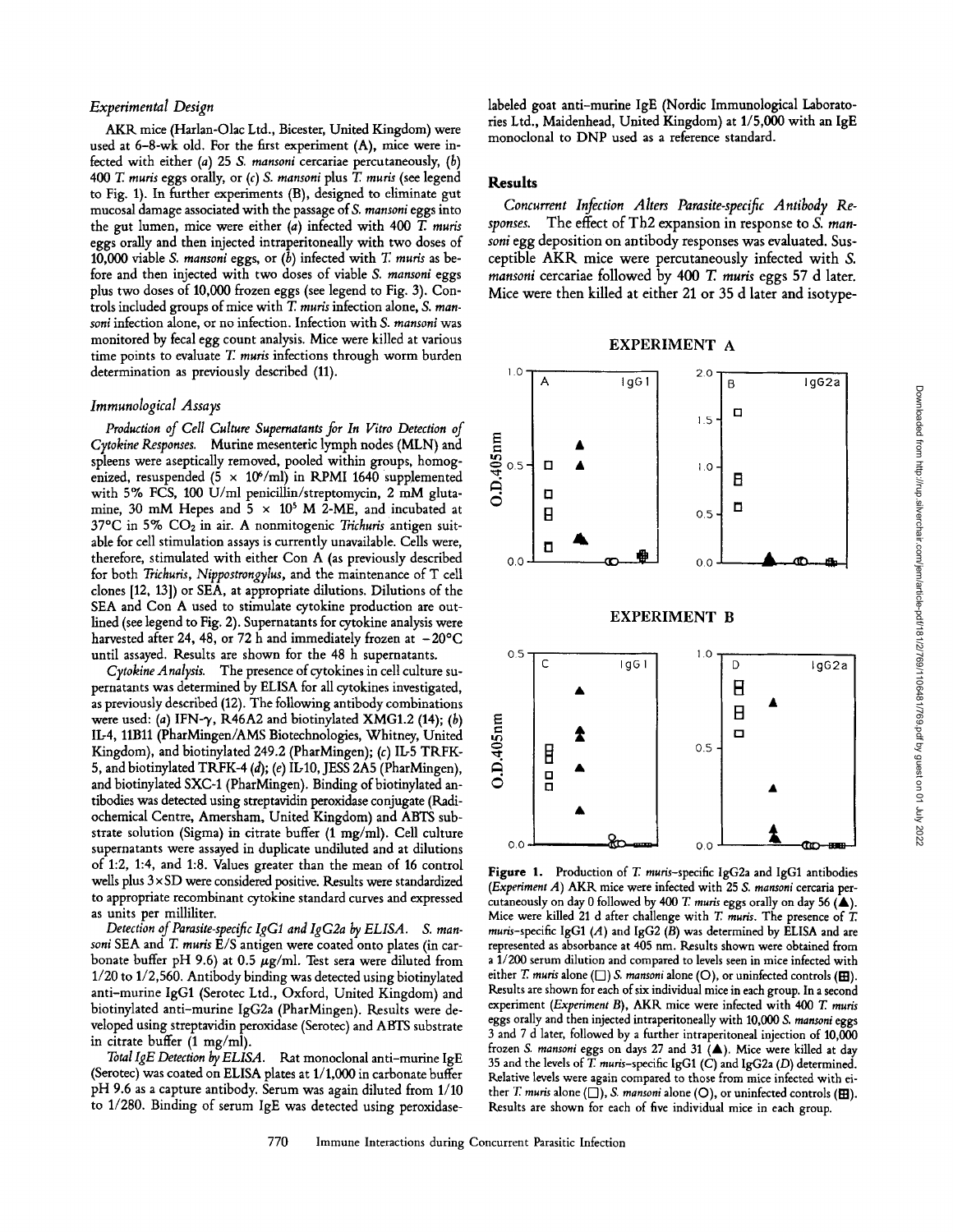### Experimental Design

AKR mice (Harlan-Olac Ltd., Bicester, United Kingdom) were used at 6–8-wk old. For the first experiment (A), mice were infected with either (*a*) 25 *S. mansoni* cercariae percutaneously, (*b*) 400 *T. muris* eggs orally, or (*c*) *S. mansoni* plus *T. muris* (see legend to Fig. 1). In further experiments (B), designed to eliminate gut mucosal damage associated with the passage of *S. mansoni* eggs into the gut lumen, mice were either (*a*) infected with 400 *T. muris* eggs orally and then injected intraperitoneally with two doses of 10,000 viable *S. mansoni* eggs, or (*b*) infected with *T. muris* as before and then injected with two doses of viable *S. mansoni* eggs plus two doses of 10,000 frozen eggs (see legend to Fig. 3). Controls included groups of mice with *T. muris* infection alone, *S. mansoni* infection alone, or no infection. Infection with *S. mansoni* was monitored by fecal egg count analysis. Mice were killed at various time points to evaluate *T. muris* infections through worm burden determination as previously described (11).

### Immunological Assays

*Production of Cell Culture Supernatants for In Vitro Detection of Cytokine Responses.* Murine mesenteric lymph nodes (MLN) and spleens were aseptically removed, pooled within groups, homogenized, resuspended ($5 \times 10^6$/ml) in RPMI 1640 supplemented with 5% FCS, 100 U/ml penicillin/streptomycin, 2 mM glutamine, 30 mM Hepes and $5 \times 10^5$ M 2-ME, and incubated at 37°C in 5% $CO_2$ in air. A nonmitogenic *Trichuris* antigen suitable for cell stimulation assays is currently unavailable. Cells were, therefore, stimulated with either Con A (as previously described for both *Trichuris*, *Nippostrongylus*, and the maintenance of T cell clones [12, 13]) or SEA, at appropriate dilutions. Dilutions of the SEA and Con A used to stimulate cytokine production are outlined (see legend to Fig. 2). Supernatants for cytokine analysis were harvested after 24, 48, or 72 h and immediately frozen at −20°C until assayed. Results are shown for the 48 h supernatants.

*Cytokine Analysis.* The presence of cytokines in cell culture supernatants was determined by ELISA for all cytokines investigated, as previously described (12). The following antibody combinations were used: (*a*) IFN-γ, R46A2 and biotinylated XMG1.2 (14); (*b*) IL-4, 11B11 (PharMingen/AMS Biotechnologies, Whitney, United Kingdom), and biotinylated 249.2 (PharMingen); (*c*) IL-5 TRFK-5, and biotinylated TRFK-4 (*d*); (*e*) IL-10, JESS 2A5 (PharMingen), and biotinylated SXC-1 (PharMingen). Binding of biotinylated antibodies was detected using streptavidin peroxidase conjugate (Radiochemical Centre, Amersham, United Kingdom) and ABTS substrate solution (Sigma) in citrate buffer (1 mg/ml). Cell culture supernatants were assayed in duplicate undiluted and at dilutions of 1:2, 1:4, and 1:8. Values greater than the mean of 16 control wells plus 3×SD were considered positive. Results were standardized to appropriate recombinant cytokine standard curves and expressed as units per milliliter.

*Detection of Parasite-specific IgG1 and IgG2a by ELISA.* *S. mansoni* SEA and *T. muris* E/S antigen were coated onto plates (in carbonate buffer pH 9.6) at 0.5 μg/ml. Test sera were diluted from 1/20 to 1/2,560. Antibody binding was detected using biotinylated anti–murine IgG1 (Serotec Ltd., Oxford, United Kingdom) and biotinylated anti–murine IgG2a (PharMingen). Results were developed using streptavidin peroxidase (Serotec) and ABTS substrate in citrate buffer (1 mg/ml).

*Total IgE Detection by ELISA.* Rat monoclonal anti–murine IgE (Serotec) was coated on ELISA plates at 1/1,000 in carbonate buffer pH 9.6 as a capture antibody. Serum was again diluted from 1/10 to 1/280. Binding of serum IgE was detected using peroxidase-labeled goat anti–murine IgE (Nordic Immunological Laboratories Ltd., Maidenhead, United Kingdom) at 1/5,000 with an IgE monoclonal to DNP used as a reference standard.

## Results

*Concurrent Infection Alters Parasite-specific Antibody Responses.* The effect of Th2 expansion in response to *S. mansoni* egg deposition on antibody responses was evaluated. Susceptible AKR mice were percutaneously infected with *S. mansoni* cercariae followed by 400 *T. muris* eggs 57 d later. Mice were then killed at either 21 or 35 d later and isotype-

**Figure 1.** Production of *T. muris*-specific IgG2a and IgG1 antibodies (*Experiment A*) AKR mice were infected with 25 *S. mansoni* cercaria percutaneously on day 0 followed by 400 *T. muris* eggs orally on day 56 (▲). Mice were killed 21 d after challenge with *T. muris*. The presence of *T. muris*-specific IgG1 (*A*) and IgG2 (*B*) was determined by ELISA and are represented as absorbance at 405 nm. Results shown were obtained from a 1/200 serum dilution and compared to levels seen in mice infected with either *T. muris* alone (□) *S. mansoni* alone (○), or uninfected controls (⊞). Results are shown for each of six individual mice in each group. In a second experiment (*Experiment B*), AKR mice were infected with 400 *T. muris* eggs orally and then injected intraperitoneally with 10,000 *S. mansoni* eggs 3 and 7 d later, followed by a further intraperitoneal injection of 10,000 frozen *S. mansoni* eggs on days 27 and 31 (▲). Mice were killed at day 35 and the levels of *T. muris*–specific IgG1 (*C*) and IgG2a (*D*) determined. Relative levels were again compared to those from mice infected with either *T. muris* alone (□), *S. mansoni* alone (○), or uninfected controls (⊞). Results are shown for each of five individual mice in each group.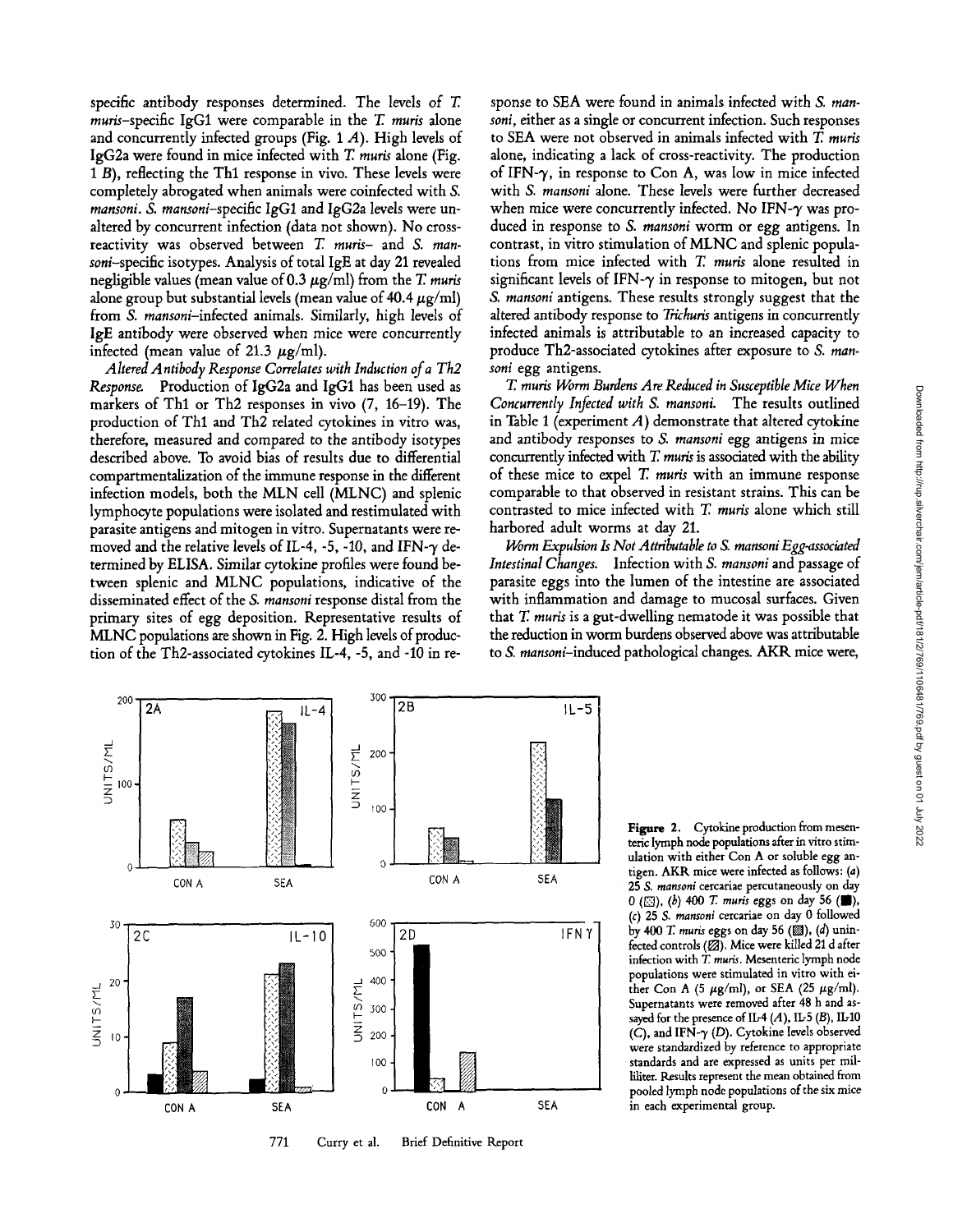specific antibody responses determined. The levels of *T. muris*–specific IgG1 were comparable in the *T. muris* alone and concurrently infected groups (Fig. 1 *A*). High levels of IgG2a were found in mice infected with *T. muris* alone (Fig. 1 *B*), reflecting the Th1 response in vivo. These levels were completely abrogated when animals were coinfected with *S. mansoni*. *S. mansoni*–specific IgG1 and IgG2a levels were unaltered by concurrent infection (data not shown). No cross-reactivity was observed between *T. muris*– and *S. mansoni*–specific isotypes. Analysis of total IgE at day 21 revealed negligible values (mean value of 0.3 μg/ml) from the *T. muris* alone group but substantial levels (mean value of 40.4 μg/ml) from *S. mansoni*–infected animals. Similarly, high levels of IgE antibody were observed when mice were concurrently infected (mean value of 21.3 μg/ml).

*Altered Antibody Response Correlates with Induction of a Th2 Response.* Production of IgG2a and IgG1 has been used as markers of Th1 or Th2 responses in vivo (7, 16–19). The production of Th1 and Th2 related cytokines in vitro was, therefore, measured and compared to the antibody isotypes described above. To avoid bias of results due to differential compartmentalization of the immune response in the different infection models, both the MLN cell (MLNC) and splenic lymphocyte populations were isolated and restimulated with parasite antigens and mitogen in vitro. Supernatants were removed and the relative levels of IL-4, -5, -10, and IFN-γ determined by ELISA. Similar cytokine profiles were found between splenic and MLNC populations, indicative of the disseminated effect of the *S. mansoni* response distal from the primary sites of egg deposition. Representative results of MLNC populations are shown in Fig. 2. High levels of production of the Th2-associated cytokines IL-4, -5, and -10 in response to SEA were found in animals infected with *S. mansoni*, either as a single or concurrent infection. Such responses to SEA were not observed in animals infected with *T. muris* alone, indicating a lack of cross-reactivity. The production of IFN-γ, in response to Con A, was low in mice infected with *S. mansoni* alone. These levels were further decreased when mice were concurrently infected. No IFN-γ was produced in response to *S. mansoni* worm or egg antigens. In contrast, in vitro stimulation of MLNC and splenic populations from mice infected with *T. muris* alone resulted in significant levels of IFN-γ in response to mitogen, but not *S. mansoni* antigens. These results strongly suggest that the altered antibody response to *Trichuris* antigens in concurrently infected animals is attributable to an increased capacity to produce Th2-associated cytokines after exposure to *S. mansoni* egg antigens.

*T. muris Worm Burdens Are Reduced in Susceptible Mice When Concurrently Infected with S. mansoni.* The results outlined in Table 1 (experiment *A*) demonstrate that altered cytokine and antibody responses to *S. mansoni* egg antigens in mice concurrently infected with *T. muris* is associated with the ability of these mice to expel *T. muris* with an immune response comparable to that observed in resistant strains. This can be contrasted to mice infected with *T. muris* alone which still harbored adult worms at day 21.

*Worm Expulsion Is Not Attributable to S. mansoni Egg-associated Intestinal Changes.* Infection with *S. mansoni* and passage of parasite eggs into the lumen of the intestine are associated with inflammation and damage to mucosal surfaces. Given that *T. muris* is a gut-dwelling nematode it was possible that the reduction in worm burdens observed above was attributable to *S. mansoni*–induced pathological changes. AKR mice were,

**Figure 2.** Cytokine production from mesenteric lymph node populations after in vitro stimulation with either Con A or soluble egg antigen. AKR mice were infected as follows: (*a*) 25 *S. mansoni* cercariae percutaneously on day 0, (*b*) 400 *T. muris* eggs on day 56, (*c*) 25 *S. mansoni* cercariae on day 0 followed by 400 *T. muris* eggs on day 56, (*d*) uninfected controls. Mice were killed 21 d after infection with *T. muris*. Mesenteric lymph node populations were stimulated in vitro with either Con A (5 μg/ml), or SEA (25 μg/ml). Supernatants were removed after 48 h and assayed for the presence of IL-4 (*A*), IL-5 (*B*), IL-10 (*C*), and IFN-γ (*D*). Cytokine levels observed were standardized by reference to appropriate standards and are expressed as units per milliliter. Results represent the mean obtained from pooled lymph node populations of the six mice in each experimental group.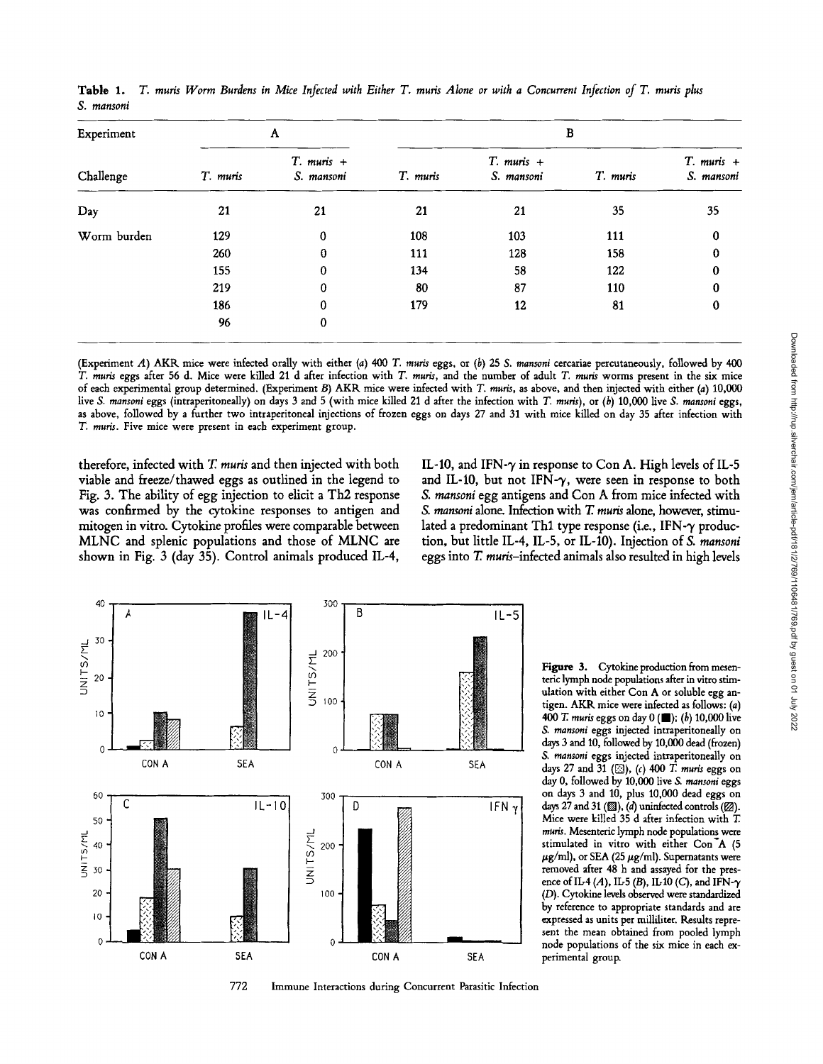**Table 1.** *T. muris Worm Burdens in Mice Infected with Either T. muris Alone or with a Concurrent Infection of T. muris plus S. mansoni*

| Experiment | A | | B | | | |
|---|---|---|---|---|---|---|
| Challenge | *T. muris* | *T. muris* + *S. mansoni* | *T. muris* | *T. muris* + *S. mansoni* | *T. muris* | *T. muris* + *S. mansoni* |
| Day | 21 | 21 | 21 | 21 | 35 | 35 |
| Worm burden | 129 | 0 | 108 | 103 | 111 | 0 |
| | 260 | 0 | 111 | 128 | 158 | 0 |
| | 155 | 0 | 134 | 58 | 122 | 0 |
| | 219 | 0 | 80 | 87 | 110 | 0 |
| | 186 | 0 | 179 | 12 | 81 | 0 |
| | 96 | 0 | | | | |

(Experiment *A*) AKR mice were infected orally with either (*a*) 400 *T. muris* eggs, or (*b*) 25 *S. mansoni* cercariae percutaneously, followed by 400 *T. muris* eggs after 56 d. Mice were killed 21 d after infection with *T. muris*, and the number of adult *T. muris* worms present in the six mice of each experimental group determined. (Experiment *B*) AKR mice were infected with *T. muris*, as above, and then injected with either (*a*) 10,000 live *S. mansoni* eggs (intraperitoneally) on days 3 and 5 (with mice killed 21 d after the infection with *T. muris*), or (*b*) 10,000 live *S. mansoni* eggs, as above, followed by a further two intraperitoneal injections of frozen eggs on days 27 and 31 with mice killed on day 35 after infection with *T. muris*. Five mice were present in each experiment group.

therefore, infected with *T. muris* and then injected with both viable and freeze/thawed eggs as outlined in the legend to Fig. 3. The ability of egg injection to elicit a Th2 response was confirmed by the cytokine responses to antigen and mitogen in vitro. Cytokine profiles were comparable between MLNC and splenic populations and those of MLNC are shown in Fig. 3 (day 35). Control animals produced IL-4, IL-10, and IFN-$\gamma$ in response to Con A. High levels of IL-5 and IL-10, but not IFN-$\gamma$, were seen in response to both *S. mansoni* egg antigens and Con A from mice infected with *S. mansoni* alone. Infection with *T. muris* alone, however, stimulated a predominant Th1 type response (i.e., IFN-$\gamma$ production, but little IL-4, IL-5, or IL-10). Injection of *S. mansoni* eggs into *T. muris*–infected animals also resulted in high levels

**Figure 3.** Cytokine production from mesenteric lymph node populations after in vitro stimulation with either Con A or soluble egg antigen. AKR mice were infected as follows: (*a*) 400 *T. muris* eggs on day 0 (■); (*b*) 10,000 live *S. mansoni* eggs injected intraperitoneally on days 3 and 10, followed by 10,000 dead (frozen) *S. mansoni* eggs injected intraperitoneally on days 27 and 31 (▧); (*c*) 400 *T. muris* eggs on day 0, followed by 10,000 live *S. mansoni* eggs on days 3 and 10, plus 10,000 dead eggs on days 27 and 31 (▩); (*d*) uninfected controls (▨). Mice were killed 35 d after infection with *T. muris*. Mesenteric lymph node populations were stimulated in vitro with either Con A (5 $\mu$g/ml), or SEA (25 $\mu$g/ml). Supernatants were removed after 48 h and assayed for the presence of IL-4 (*A*), IL-5 (*B*), IL-10 (*C*), and IFN-$\gamma$ (*D*). Cytokine levels observed were standardized by reference to appropriate standards and are expressed as units per milliliter. Results represent the mean obtained from pooled lymph node populations of the six mice in each experimental group.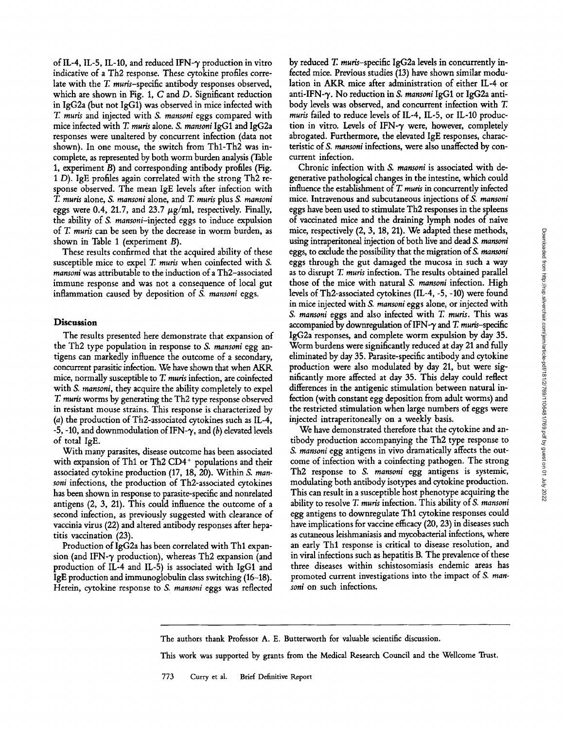of IL-4, IL-5, IL-10, and reduced IFN-$\gamma$ production in vitro indicative of a Th2 response. These cytokine profiles correlate with the *T. muris*–specific antibody responses observed, which are shown in Fig. 1, *C* and *D*. Significant reduction in IgG2a (but not IgG1) was observed in mice infected with *T. muris* and injected with *S. mansoni* eggs compared with mice infected with *T. muris* alone. *S. mansoni* IgG1 and IgG2a responses were unaltered by concurrent infection (data not shown). In one mouse, the switch from Th1-Th2 was incomplete, as represented by both worm burden analysis (Table 1, experiment *B*) and corresponding antibody profiles (Fig. 1 *D*). IgE profiles again correlated with the strong Th2 response observed. The mean IgE levels after infection with *T. muris* alone, *S. mansoni* alone, and *T. muris* plus *S. mansoni* eggs were 0.4, 21.7, and 23.7 $\mu$g/ml, respectively. Finally, the ability of *S. mansoni*–injected eggs to induce expulsion of *T. muris* can be seen by the decrease in worm burden, as shown in Table 1 (experiment *B*).

These results confirmed that the acquired ability of these susceptible mice to expel *T. muris* when coinfected with *S. mansoni* was attributable to the induction of a Th2–associated immune response and was not a consequence of local gut inflammation caused by deposition of *S. mansoni* eggs.

## Discussion

The results presented here demonstrate that expansion of the Th2 type population in response to *S. mansoni* egg antigens can markedly influence the outcome of a secondary, concurrent parasitic infection. We have shown that when AKR mice, normally susceptible to *T. muris* infection, are coinfected with *S. mansoni*, they acquire the ability completely to expel *T. muris* worms by generating the Th2 type response observed in resistant mouse strains. This response is characterized by (*a*) the production of Th2-associated cytokines such as IL-4, -5, -10, and downmodulation of IFN-$\gamma$, and (*b*) elevated levels of total IgE.

With many parasites, disease outcome has been associated with expansion of Th1 or Th2 $CD4^+$ populations and their associated cytokine production (17, 18, 20). Within *S. mansoni* infections, the production of Th2-associated cytokines has been shown in response to parasite-specific and nonrelated antigens (2, 3, 21). This could influence the outcome of a second infection, as previously suggested with clearance of vaccinia virus (22) and altered antibody responses after hepatitis vaccination (23).

Production of IgG2a has been correlated with Th1 expansion (and IFN-$\gamma$ production), whereas Th2 expansion (and production of IL-4 and IL-5) is associated with IgG1 and IgE production and immunoglobulin class switching (16–18). Herein, cytokine response to *S. mansoni* eggs was reflected by reduced *T. muris*–specific IgG2a levels in concurrently infected mice. Previous studies (13) have shown similar modulation in AKR mice after administration of either IL-4 or anti-IFN-$\gamma$. No reduction in *S. mansoni* IgG1 or IgG2a antibody levels was observed, and concurrent infection with *T. muris* failed to reduce levels of IL-4, IL-5, or IL-10 production in vitro. Levels of IFN-$\gamma$ were, however, completely abrogated. Furthermore, the elevated IgE responses, characteristic of *S. mansoni* infections, were also unaffected by concurrent infection.

Chronic infection with *S. mansoni* is associated with degenerative pathological changes in the intestine, which could influence the establishment of *T. muris* in concurrently infected mice. Intravenous and subcutaneous injections of *S. mansoni* eggs have been used to stimulate Th2 responses in the spleens of vaccinated mice and the draining lymph nodes of naive mice, respectively (2, 3, 18, 21). We adapted these methods, using intraperitoneal injection of both live and dead *S. mansoni* eggs, to exclude the possibility that the migration of *S. mansoni* eggs through the gut damaged the mucosa in such a way as to disrupt *T. muris* infection. The results obtained parallel those of the mice with natural *S. mansoni* infection. High levels of Th2-associated cytokines (IL-4, -5, -10) were found in mice injected with *S. mansoni* eggs alone, or injected with *S. mansoni* eggs and also infected with *T. muris*. This was accompanied by downregulation of IFN-$\gamma$ and *T. muris*–specific IgG2a responses, and complete worm expulsion by day 35. Worm burdens were significantly reduced at day 21 and fully eliminated by day 35. Parasite-specific antibody and cytokine production were also modulated by day 21, but were significantly more affected at day 35. This delay could reflect differences in the antigenic stimulation between natural infection (with constant egg deposition from adult worms) and the restricted stimulation when large numbers of eggs were injected intraperitoneally on a weekly basis.

We have demonstrated therefore that the cytokine and antibody production accompanying the Th2 type response to *S. mansoni* egg antigens in vivo dramatically affects the outcome of infection with a coinfecting pathogen. The strong Th2 response to *S. mansoni* egg antigens is systemic, modulating both antibody isotypes and cytokine production. This can result in a susceptible host phenotype acquiring the ability to resolve *T. muris* infection. This ability of *S. mansoni* egg antigens to downregulate Th1 cytokine responses could have implications for vaccine efficacy (20, 23) in diseases such as cutaneous leishmaniasis and mycobacterial infections, where an early Th1 response is critical to disease resolution, and in viral infections such as hepatitis B. The prevalence of these three diseases within schistosomiasis endemic areas has promoted current investigations into the impact of *S. mansoni* on such infections.

---

The authors thank Professor A. E. Butterworth for valuable scientific discussion.

This work was supported by grants from the Medical Research Council and the Wellcome Trust.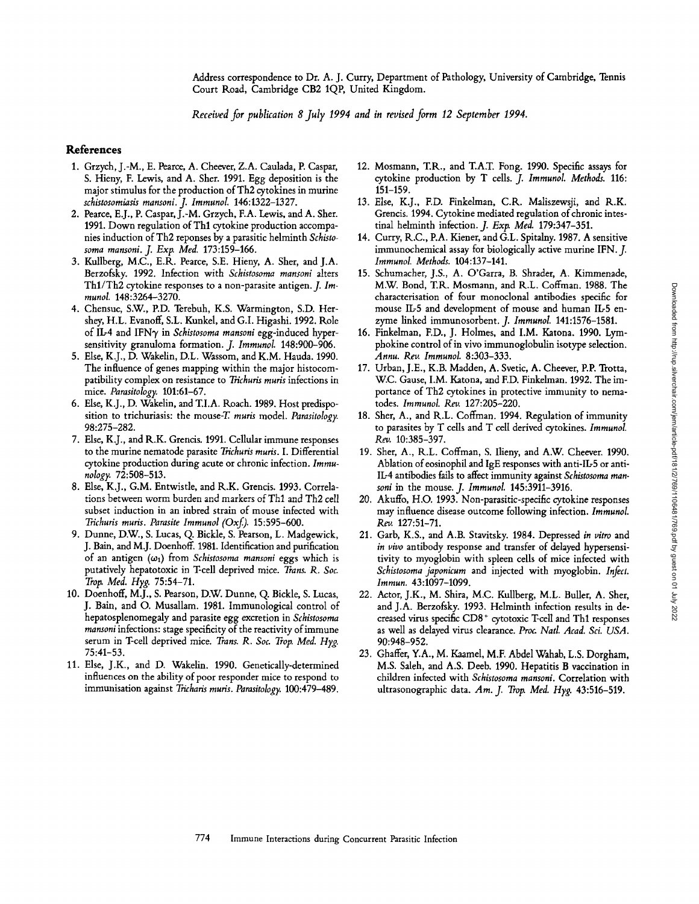Address correspondence to Dr. A. J. Curry, Department of Pathology, University of Cambridge, Tennis Court Road, Cambridge CB2 1QP, United Kingdom.

*Received for publication 8 July 1994 and in revised form 12 September 1994.*

## References

1. Grzych, J.-M., E. Pearce, A. Cheever, Z.A. Caulada, P. Caspar, S. Hieny, F. Lewis, and A. Sher. 1991. Egg deposition is the major stimulus for the production of Th2 cytokines in murine *schistosomiasis mansoni*. *J. Immunol.* 146:1322–1327.
2. Pearce, E.J., P. Caspar, J.-M. Grzych, F.A. Lewis, and A. Sher. 1991. Down regulation of Th1 cytokine production accompanies induction of Th2 reponses by a parasitic helminth *Schistosoma mansoni*. *J. Exp. Med.* 173:159–166.
3. Kullberg, M.C., E.R. Pearce, S.E. Hieny, A. Sher, and J.A. Berzofsky. 1992. Infection with *Schistosoma mansoni* alters Th1/Th2 cytokine responses to a non-parasite antigen. *J. Immunol.* 148:3264–3270.
4. Chensue, S.W., P.D. Terebuh, K.S. Warmington, S.D. Hershey, H.L. Evanoff, S.L. Kunkel, and G.I. Higashi. 1992. Role of IL-4 and IFNγ in *Schistosoma mansoni* egg-induced hypersensitivity granuloma formation. *J. Immunol.* 148:900–906.
5. Else, K.J., D. Wakelin, D.L. Wassom, and K.M. Hauda. 1990. The influence of genes mapping within the major histocompatibility complex on resistance to *Trichuris muris* infections in mice. *Parasitology.* 101:61–67.
6. Else, K.J., D. Wakelin, and T.I.A. Roach. 1989. Host predisposition to trichuriasis: the mouse-*T. muris* model. *Parasitology.* 98:275–282.
7. Else, K.J., and R.K. Grencis. 1991. Cellular immune responses to the murine nematode parasite *Trichuris muris*. I. Differential cytokine production during acute or chronic infection. *Immunology.* 72:508–513.
8. Else, K.J., G.M. Entwistle, and R.K. Grencis. 1993. Correlations between worm burden and markers of Th1 and Th2 cell subset induction in an inbred strain of mouse infected with *Trichuris muris*. *Parasite Immunol (Oxf.).* 15:595–600.
9. Dunne, D.W., S. Lucas, Q. Bickle, S. Pearson, L. Madgewick, J. Bain, and M.J. Doenhoff. 1981. Identification and purification of an antigen ($\omega_1$) from *Schistosoma mansoni* eggs which is putatively hepatotoxic in T-cell deprived mice. *Trans. R. Soc. Trop. Med. Hyg.* 75:54–71.
10. Doenhoff, M.J., S. Pearson, D.W. Dunne, Q. Bickle, S. Lucas, J. Bain, and O. Musallam. 1981. Immunological control of hepatosplenomegaly and parasite egg excretion in *Schistosoma mansoni* infections: stage specificity of the reactivity of immune serum in T-cell deprived mice. *Trans. R. Soc. Trop. Med. Hyg.* 75:41–53.
11. Else, J.K., and D. Wakelin. 1990. Genetically-determined influences on the ability of poor responder mice to respond to immunisation against *Tricharis muris*. *Parasitology.* 100:479–489.
12. Mosmann, T.R., and T.A.T. Fong. 1990. Specific assays for cytokine production by T cells. *J. Immunol. Methods.* 116: 151–159.
13. Else, K.J., F.D. Finkelman, C.R. Maliszewsji, and R.K. Grencis. 1994. Cytokine mediated regulation of chronic intestinal helminth infection. *J. Exp. Med.* 179:347–351.
14. Curry, R.C., P.A. Kiener, and G.L. Spitalny. 1987. A sensitive immunochemical assay for biologically active murine IFN. *J. Immunol. Methods.* 104:137–141.
15. Schumacher, J.S., A. O'Garra, B. Shrader, A. Kimmenade, M.W. Bond, T.R. Mosmann, and R.L. Coffman. 1988. The characterisation of four monoclonal antibodies specific for mouse IL-5 and development of mouse and human IL-5 enzyme linked immunosorbent. *J. Immunol.* 141:1576–1581.
16. Finkelman, F.D., J. Holmes, and I.M. Katona. 1990. Lymphokine control of in vivo immunoglobulin isotype selection. *Annu. Rev. Immunol.* 8:303–333.
17. Urban, J.E., K.B. Madden, A. Svetic, A. Cheever, P.P. Trotta, W.C. Gause, I.M. Katona, and F.D. Finkelman. 1992. The importance of Th2 cytokines in protective immunity to nematodes. *Immunol. Rev.* 127:205–220.
18. Sher, A., and R.L. Coffman. 1994. Regulation of immunity to parasites by T cells and T cell derived cytokines. *Immunol. Rev.* 10:385–397.
19. Sher, A., R.L. Coffman, S. Ilieny, and A.W. Cheever. 1990. Ablation of eosinophil and IgE responses with anti-IL-5 or anti-IL-4 antibodies fails to affect immunity against *Schistosoma mansoni* in the mouse. *J. Immunol.* 145:3911–3916.
20. Akuffo, H.O. 1993. Non-parasitic-specific cytokine responses may influence disease outcome following infection. *Immunol. Rev.* 127:51–71.
21. Garb, K.S., and A.B. Stavitsky. 1984. Depressed *in vitro* and *in vivo* antibody response and transfer of delayed hypersensitivity to myoglobin with spleen cells of mice infected with *Schistosoma japonicum* and injected with myoglobin. *Infect. Immun.* 43:1097–1099.
22. Actor, J.K., M. Shira, M.C. Kullberg, M.L. Buller, A. Sher, and J.A. Berzofsky. 1993. Helminth infection results in decreased virus specific CD8+ cytotoxic T-cell and Th1 responses as well as delayed virus clearance. *Proc. Natl. Acad. Sci. USA.* 90:948–952.
23. Ghaffer, Y.A., M. Kaamel, M.F. Abdel Wahab, L.S. Dorgham, M.S. Saleh, and A.S. Deeb. 1990. Hepatitis B vaccination in children infected with *Schistosoma mansoni*. Correlation with ultrasonographic data. *Am. J. Trop. Med. Hyg.* 43:516–519.